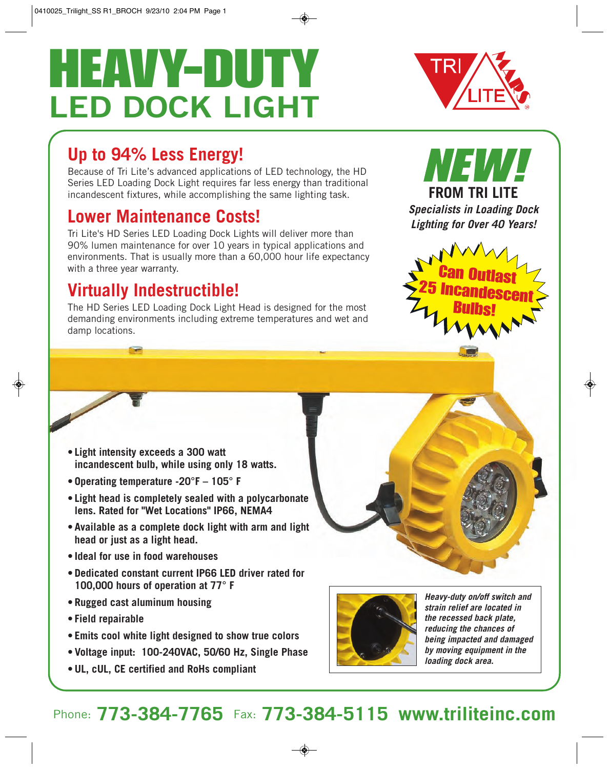# HEAVY-DUTY LED DOCK LIGHT

TRI LITE

## Up to 94% Less Energy!

Because of Tri Lite's advanced applications of LED technology, the HD Series LED Loading Dock Light requires far less energy than traditional incandescent fixtures, while accomplishing the same lighting task.

## Lower Maintenance Costs!

Tri Lite's HD Series LED Loading Dock Lights will deliver more than 90% lumen maintenance for over 10 years in typical applications and environments. That is usually more than a 60,000 hour life expectancy with a three year warranty.

## Virtually Indestructible!

The HD Series LED Loading Dock Light Head is designed for the most demanding environments including extreme temperatures and wet and damp locations.

**NEW!**

**FROM TRI LITE**

***Specialists in Loading Dock Lighting for Over 40 Years!***

**Can Outlast 25 Incandescent Bulbs!**

- **Light intensity exceeds a 300 watt incandescent bulb, while using only 18 watts.**
- **Operating temperature -20°F – 105° F**
- **Light head is completely sealed with a polycarbonate lens. Rated for "Wet Locations" IP66, NEMA4**
- **Available as a complete dock light with arm and light head or just as a light head.**
- **Ideal for use in food warehouses**
- **Dedicated constant current IP66 LED driver rated for 100,000 hours of operation at 77° F**
- **Rugged cast aluminum housing**
- **Field repairable**
- **Emits cool white light designed to show true colors**
- **Voltage input: 100-240VAC, 50/60 Hz, Single Phase**
- **UL, cUL, CE certified and RoHs compliant**

***Heavy-duty on/off switch and strain relief are located in the recessed back plate, reducing the chances of being impacted and damaged by moving equipment in the loading dock area.***

Phone: **773-384-7765** Fax: **773-384-5115** **www.triliteinc.com**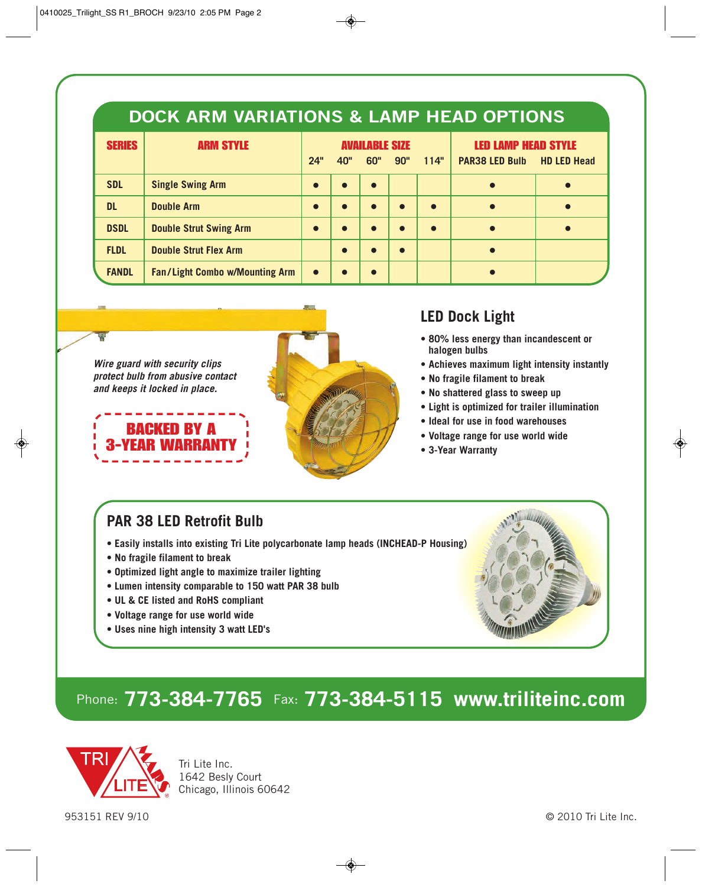## DOCK ARM VARIATIONS & LAMP HEAD OPTIONS

| SERIES | ARM STYLE | AVAILABLE SIZE | | | | | LED LAMP HEAD STYLE | |
|---|---|---|---|---|---|---|---|---|
| | | 24" | 40" | 60" | 90" | 114" | PAR38 LED Bulb | HD LED Head |
| SDL | Single Swing Arm | ● | ● | ● | | | ● | ● |
| DL | Double Arm | ● | ● | ● | ● | ● | ● | ● |
| DSDL | Double Strut Swing Arm | ● | ● | ● | ● | ● | ● | ● |
| FLDL | Double Strut Flex Arm | | ● | ● | ● | | ● | |
| FANDL | Fan/Light Combo w/Mounting Arm | ● | ● | ● | | | ● | |

*Wire guard with security clips protect bulb from abusive contact and keeps it locked in place.*

**BACKED BY A 3-YEAR WARRANTY**

### LED Dock Light

- 80% less energy than incandescent or halogen bulbs
- Achieves maximum light intensity instantly
- No fragile filament to break
- No shattered glass to sweep up
- Light is optimized for trailer illumination
- Ideal for use in food warehouses
- Voltage range for use world wide
- 3-Year Warranty

### PAR 38 LED Retrofit Bulb

- Easily installs into existing Tri Lite polycarbonate lamp heads (INCHEAD-P Housing)
- No fragile filament to break
- Optimized light angle to maximize trailer lighting
- Lumen intensity comparable to 150 watt PAR 38 bulb
- UL & CE listed and RoHS compliant
- Voltage range for use world wide
- Uses nine high intensity 3 watt LED's

Phone: **773-384-7765** Fax: **773-384-5115** **www.triliteinc.com**

TRI LITE

Tri Lite Inc.
1642 Besly Court
Chicago, Illinois 60642

953151 REV 9/10

© 2010 Tri Lite Inc.